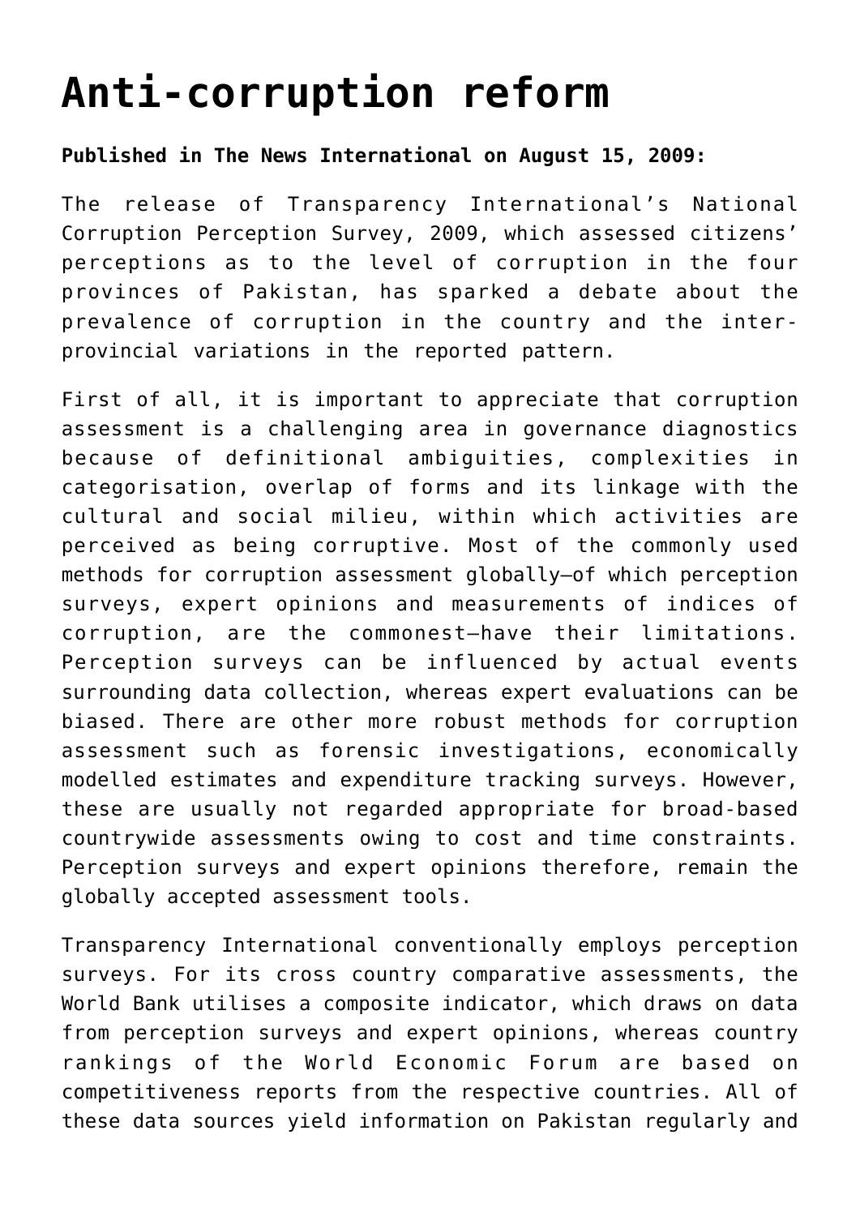# Anti-corruption reform

**Published in The News International on August 15, 2009:**

The release of Transparency International's National Corruption Perception Survey, 2009, which assessed citizens' perceptions as to the level of corruption in the four provinces of Pakistan, has sparked a debate about the prevalence of corruption in the country and the inter-provincial variations in the reported pattern.

First of all, it is important to appreciate that corruption assessment is a challenging area in governance diagnostics because of definitional ambiguities, complexities in categorisation, overlap of forms and its linkage with the cultural and social milieu, within which activities are perceived as being corruptive. Most of the commonly used methods for corruption assessment globally—of which perception surveys, expert opinions and measurements of indices of corruption, are the commonest—have their limitations. Perception surveys can be influenced by actual events surrounding data collection, whereas expert evaluations can be biased. There are other more robust methods for corruption assessment such as forensic investigations, economically modelled estimates and expenditure tracking surveys. However, these are usually not regarded appropriate for broad-based countrywide assessments owing to cost and time constraints. Perception surveys and expert opinions therefore, remain the globally accepted assessment tools.

Transparency International conventionally employs perception surveys. For its cross country comparative assessments, the World Bank utilises a composite indicator, which draws on data from perception surveys and expert opinions, whereas country rankings of the World Economic Forum are based on competitiveness reports from the respective countries. All of these data sources yield information on Pakistan regularly and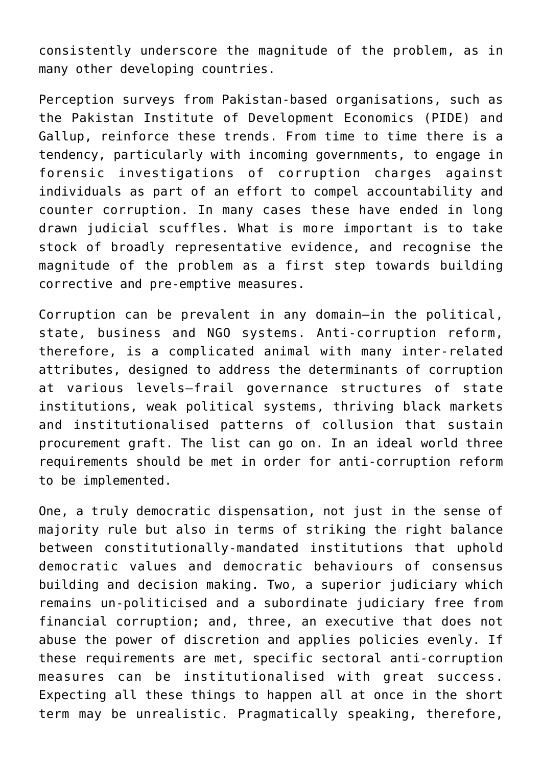consistently underscore the magnitude of the problem, as in many other developing countries.

Perception surveys from Pakistan-based organisations, such as the Pakistan Institute of Development Economics (PIDE) and Gallup, reinforce these trends. From time to time there is a tendency, particularly with incoming governments, to engage in forensic investigations of corruption charges against individuals as part of an effort to compel accountability and counter corruption. In many cases these have ended in long drawn judicial scuffles. What is more important is to take stock of broadly representative evidence, and recognise the magnitude of the problem as a first step towards building corrective and pre-emptive measures.

Corruption can be prevalent in any domain—in the political, state, business and NGO systems. Anti-corruption reform, therefore, is a complicated animal with many inter-related attributes, designed to address the determinants of corruption at various levels—frail governance structures of state institutions, weak political systems, thriving black markets and institutionalised patterns of collusion that sustain procurement graft. The list can go on. In an ideal world three requirements should be met in order for anti-corruption reform to be implemented.

One, a truly democratic dispensation, not just in the sense of majority rule but also in terms of striking the right balance between constitutionally-mandated institutions that uphold democratic values and democratic behaviours of consensus building and decision making. Two, a superior judiciary which remains un-politicised and a subordinate judiciary free from financial corruption; and, three, an executive that does not abuse the power of discretion and applies policies evenly. If these requirements are met, specific sectoral anti-corruption measures can be institutionalised with great success. Expecting all these things to happen all at once in the short term may be unrealistic. Pragmatically speaking, therefore,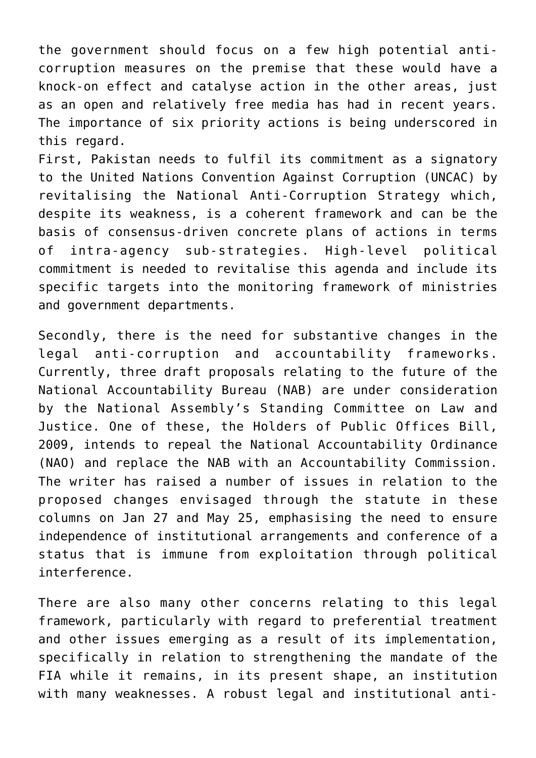the government should focus on a few high potential anti-corruption measures on the premise that these would have a knock-on effect and catalyse action in the other areas, just as an open and relatively free media has had in recent years. The importance of six priority actions is being underscored in this regard.

First, Pakistan needs to fulfil its commitment as a signatory to the United Nations Convention Against Corruption (UNCAC) by revitalising the National Anti-Corruption Strategy which, despite its weakness, is a coherent framework and can be the basis of consensus-driven concrete plans of actions in terms of intra-agency sub-strategies. High-level political commitment is needed to revitalise this agenda and include its specific targets into the monitoring framework of ministries and government departments.

Secondly, there is the need for substantive changes in the legal anti-corruption and accountability frameworks. Currently, three draft proposals relating to the future of the National Accountability Bureau (NAB) are under consideration by the National Assembly's Standing Committee on Law and Justice. One of these, the Holders of Public Offices Bill, 2009, intends to repeal the National Accountability Ordinance (NAO) and replace the NAB with an Accountability Commission. The writer has raised a number of issues in relation to the proposed changes envisaged through the statute in these columns on Jan 27 and May 25, emphasising the need to ensure independence of institutional arrangements and conference of a status that is immune from exploitation through political interference.

There are also many other concerns relating to this legal framework, particularly with regard to preferential treatment and other issues emerging as a result of its implementation, specifically in relation to strengthening the mandate of the FIA while it remains, in its present shape, an institution with many weaknesses. A robust legal and institutional anti-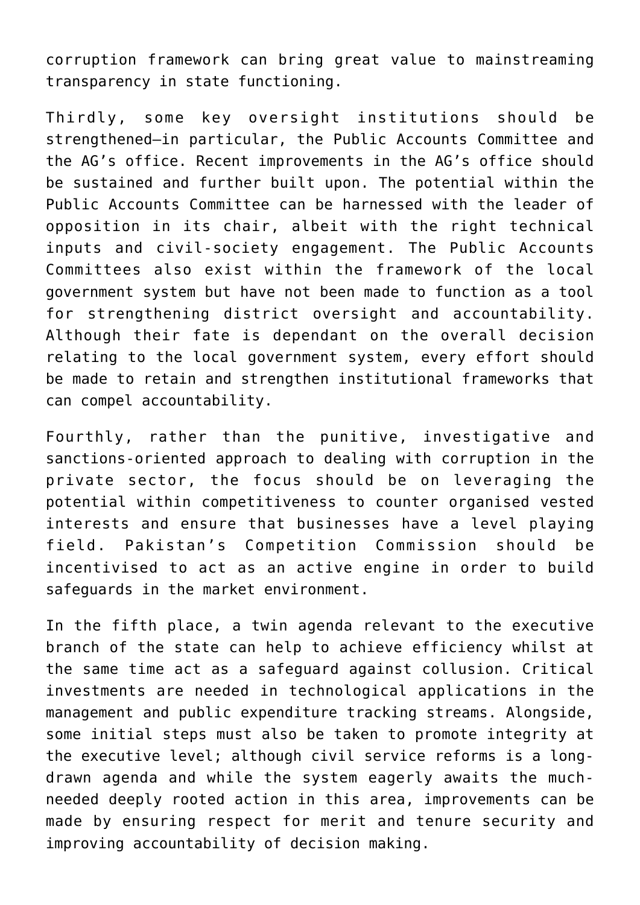corruption framework can bring great value to mainstreaming transparency in state functioning.

Thirdly, some key oversight institutions should be strengthened—in particular, the Public Accounts Committee and the AG's office. Recent improvements in the AG's office should be sustained and further built upon. The potential within the Public Accounts Committee can be harnessed with the leader of opposition in its chair, albeit with the right technical inputs and civil-society engagement. The Public Accounts Committees also exist within the framework of the local government system but have not been made to function as a tool for strengthening district oversight and accountability. Although their fate is dependant on the overall decision relating to the local government system, every effort should be made to retain and strengthen institutional frameworks that can compel accountability.

Fourthly, rather than the punitive, investigative and sanctions-oriented approach to dealing with corruption in the private sector, the focus should be on leveraging the potential within competitiveness to counter organised vested interests and ensure that businesses have a level playing field. Pakistan's Competition Commission should be incentivised to act as an active engine in order to build safeguards in the market environment.

In the fifth place, a twin agenda relevant to the executive branch of the state can help to achieve efficiency whilst at the same time act as a safeguard against collusion. Critical investments are needed in technological applications in the management and public expenditure tracking streams. Alongside, some initial steps must also be taken to promote integrity at the executive level; although civil service reforms is a long-drawn agenda and while the system eagerly awaits the much-needed deeply rooted action in this area, improvements can be made by ensuring respect for merit and tenure security and improving accountability of decision making.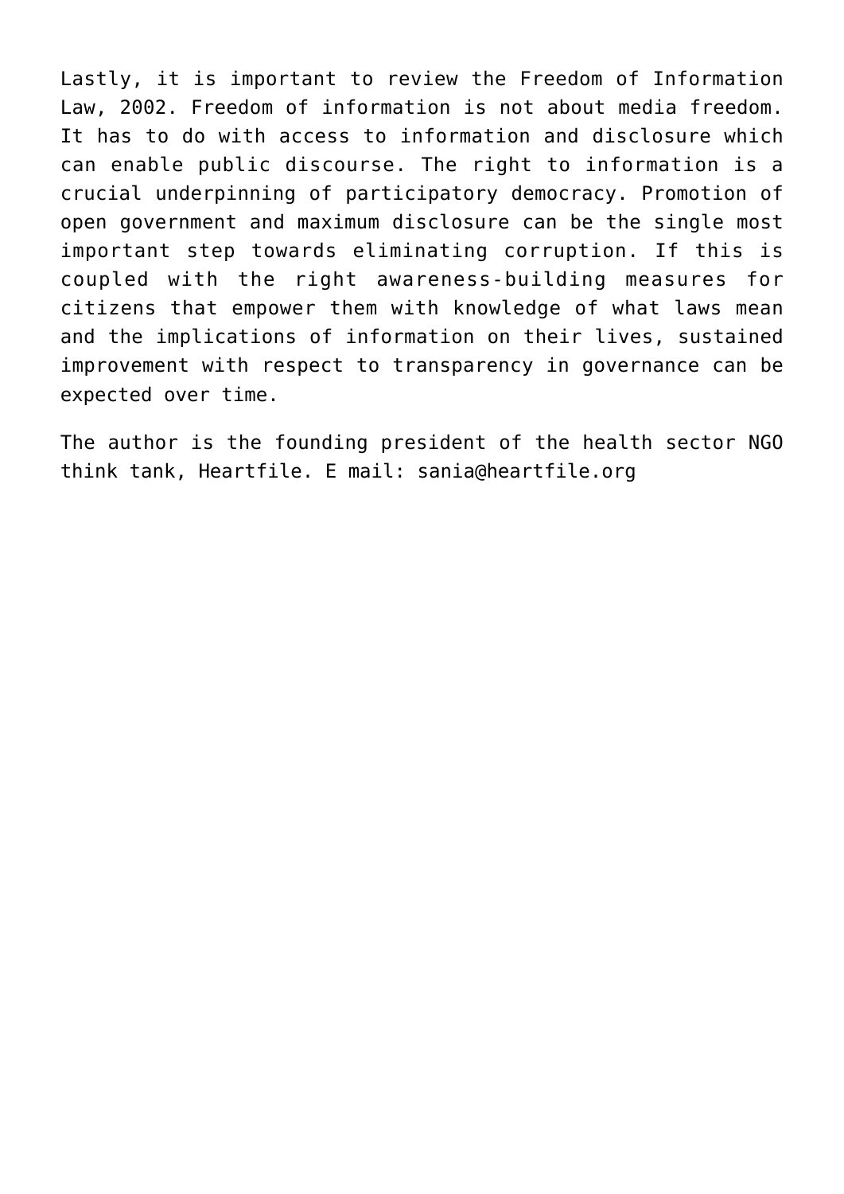Lastly, it is important to review the Freedom of Information Law, 2002. Freedom of information is not about media freedom. It has to do with access to information and disclosure which can enable public discourse. The right to information is a crucial underpinning of participatory democracy. Promotion of open government and maximum disclosure can be the single most important step towards eliminating corruption. If this is coupled with the right awareness-building measures for citizens that empower them with knowledge of what laws mean and the implications of information on their lives, sustained improvement with respect to transparency in governance can be expected over time.

The author is the founding president of the health sector NGO think tank, Heartfile. E mail: sania@heartfile.org